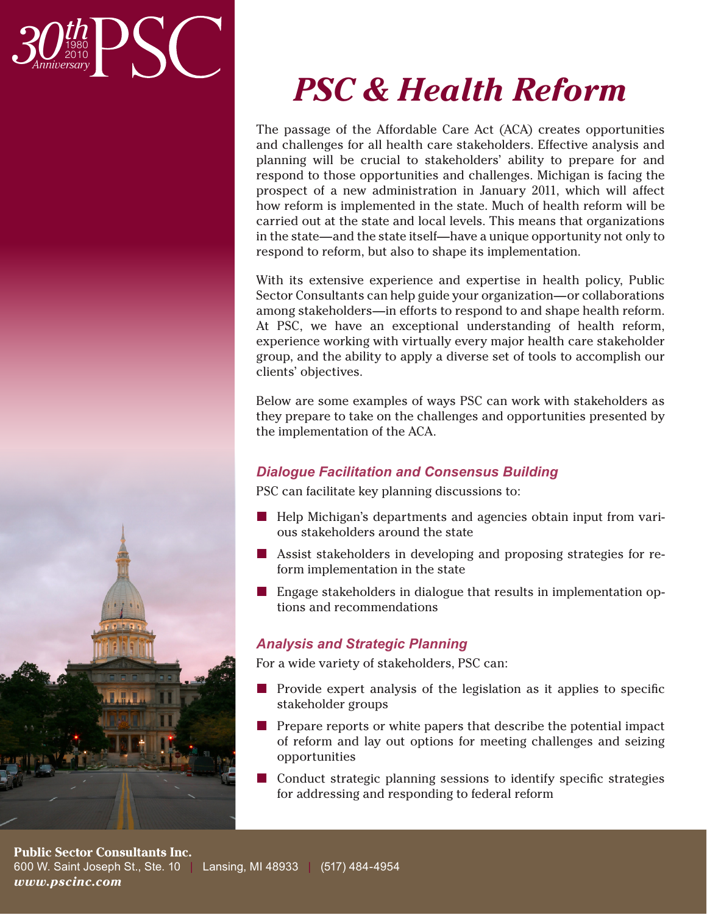30th 1980 2010 Anniversary PSC

# PSC & Health Reform

The passage of the Affordable Care Act (ACA) creates opportunities and challenges for all health care stakeholders. Effective analysis and planning will be crucial to stakeholders' ability to prepare for and respond to those opportunities and challenges. Michigan is facing the prospect of a new administration in January 2011, which will affect how reform is implemented in the state. Much of health reform will be carried out at the state and local levels. This means that organizations in the state—and the state itself—have a unique opportunity not only to respond to reform, but also to shape its implementation.

With its extensive experience and expertise in health policy, Public Sector Consultants can help guide your organization—or collaborations among stakeholders—in efforts to respond to and shape health reform. At PSC, we have an exceptional understanding of health reform, experience working with virtually every major health care stakeholder group, and the ability to apply a diverse set of tools to accomplish our clients' objectives.

Below are some examples of ways PSC can work with stakeholders as they prepare to take on the challenges and opportunities presented by the implementation of the ACA.

### *Dialogue Facilitation and Consensus Building*

PSC can facilitate key planning discussions to:

- Help Michigan's departments and agencies obtain input from various stakeholders around the state
- Assist stakeholders in developing and proposing strategies for reform implementation in the state
- Engage stakeholders in dialogue that results in implementation options and recommendations

### *Analysis and Strategic Planning*

For a wide variety of stakeholders, PSC can:

- Provide expert analysis of the legislation as it applies to specific stakeholder groups
- Prepare reports or white papers that describe the potential impact of reform and lay out options for meeting challenges and seizing opportunities
- Conduct strategic planning sessions to identify specific strategies for addressing and responding to federal reform

**Public Sector Consultants Inc.**
600 W. Saint Joseph St., Ste. 10 | Lansing, MI 48933 | (517) 484-4954
***www.pscinc.com***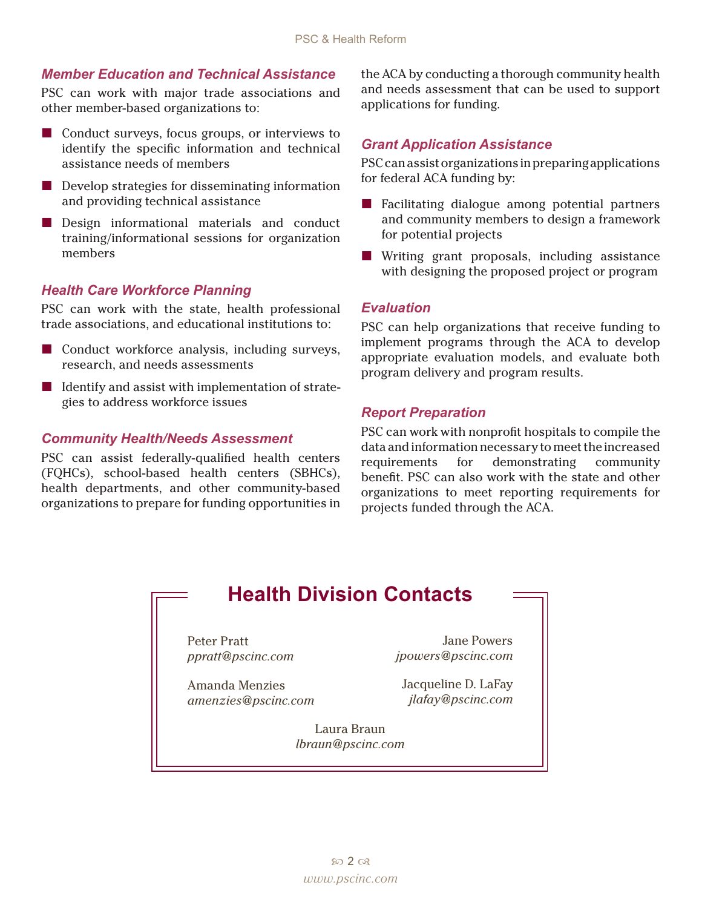### *Member Education and Technical Assistance*

PSC can work with major trade associations and other member-based organizations to:

- Conduct surveys, focus groups, or interviews to identify the specific information and technical assistance needs of members
- Develop strategies for disseminating information and providing technical assistance
- Design informational materials and conduct training/informational sessions for organization members

### *Health Care Workforce Planning*

PSC can work with the state, health professional trade associations, and educational institutions to:

- Conduct workforce analysis, including surveys, research, and needs assessments
- Identify and assist with implementation of strategies to address workforce issues

### *Community Health/Needs Assessment*

PSC can assist federally-qualified health centers (FQHCs), school-based health centers (SBHCs), health departments, and other community-based organizations to prepare for funding opportunities in the ACA by conducting a thorough community health and needs assessment that can be used to support applications for funding.

### *Grant Application Assistance*

PSC can assist organizations in preparing applications for federal ACA funding by:

- Facilitating dialogue among potential partners and community members to design a framework for potential projects
- Writing grant proposals, including assistance with designing the proposed project or program

### *Evaluation*

PSC can help organizations that receive funding to implement programs through the ACA to develop appropriate evaluation models, and evaluate both program delivery and program results.

### *Report Preparation*

PSC can work with nonprofit hospitals to compile the data and information necessary to meet the increased requirements for demonstrating community benefit. PSC can also work with the state and other organizations to meet reporting requirements for projects funded through the ACA.

## Health Division Contacts

Peter Pratt
*ppratt@pscinc.com*

Jane Powers
*jpowers@pscinc.com*

Amanda Menzies
*amenzies@pscinc.com*

Jacqueline D. LaFay
*jlafay@pscinc.com*

Laura Braun
*lbraun@pscinc.com*